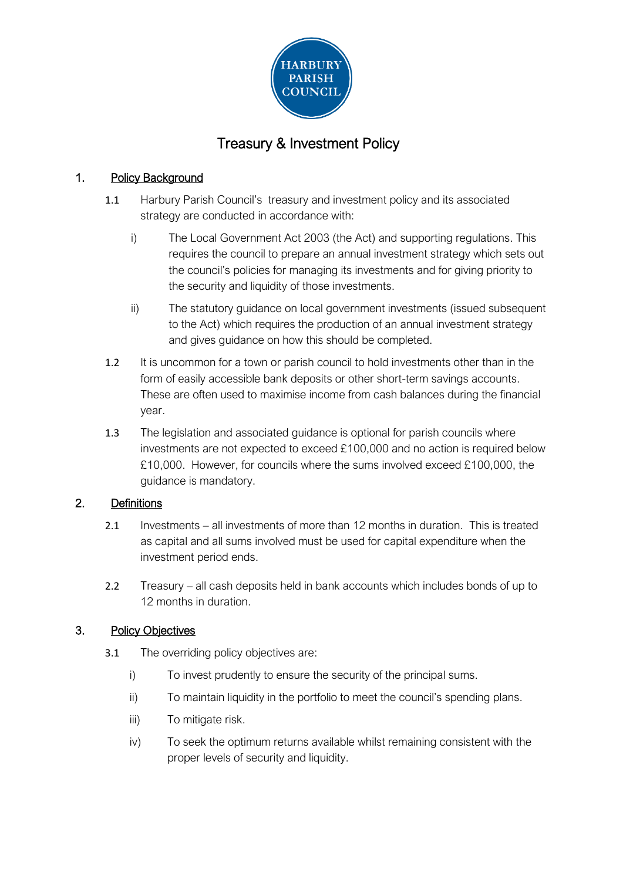HARBURY PARISH COUNCIL

# Treasury & Investment Policy

## 1. Policy Background

1.1 Harbury Parish Council's treasury and investment policy and its associated strategy are conducted in accordance with:

i) The Local Government Act 2003 (the Act) and supporting regulations. This requires the council to prepare an annual investment strategy which sets out the council's policies for managing its investments and for giving priority to the security and liquidity of those investments.

ii) The statutory guidance on local government investments (issued subsequent to the Act) which requires the production of an annual investment strategy and gives guidance on how this should be completed.

1.2 It is uncommon for a town or parish council to hold investments other than in the form of easily accessible bank deposits or other short-term savings accounts. These are often used to maximise income from cash balances during the financial year.

1.3 The legislation and associated guidance is optional for parish councils where investments are not expected to exceed £100,000 and no action is required below £10,000. However, for councils where the sums involved exceed £100,000, the guidance is mandatory.

## 2. Definitions

2.1 Investments – all investments of more than 12 months in duration. This is treated as capital and all sums involved must be used for capital expenditure when the investment period ends.

2.2 Treasury – all cash deposits held in bank accounts which includes bonds of up to 12 months in duration.

## 3. Policy Objectives

3.1 The overriding policy objectives are:

i) To invest prudently to ensure the security of the principal sums.

ii) To maintain liquidity in the portfolio to meet the council's spending plans.

iii) To mitigate risk.

iv) To seek the optimum returns available whilst remaining consistent with the proper levels of security and liquidity.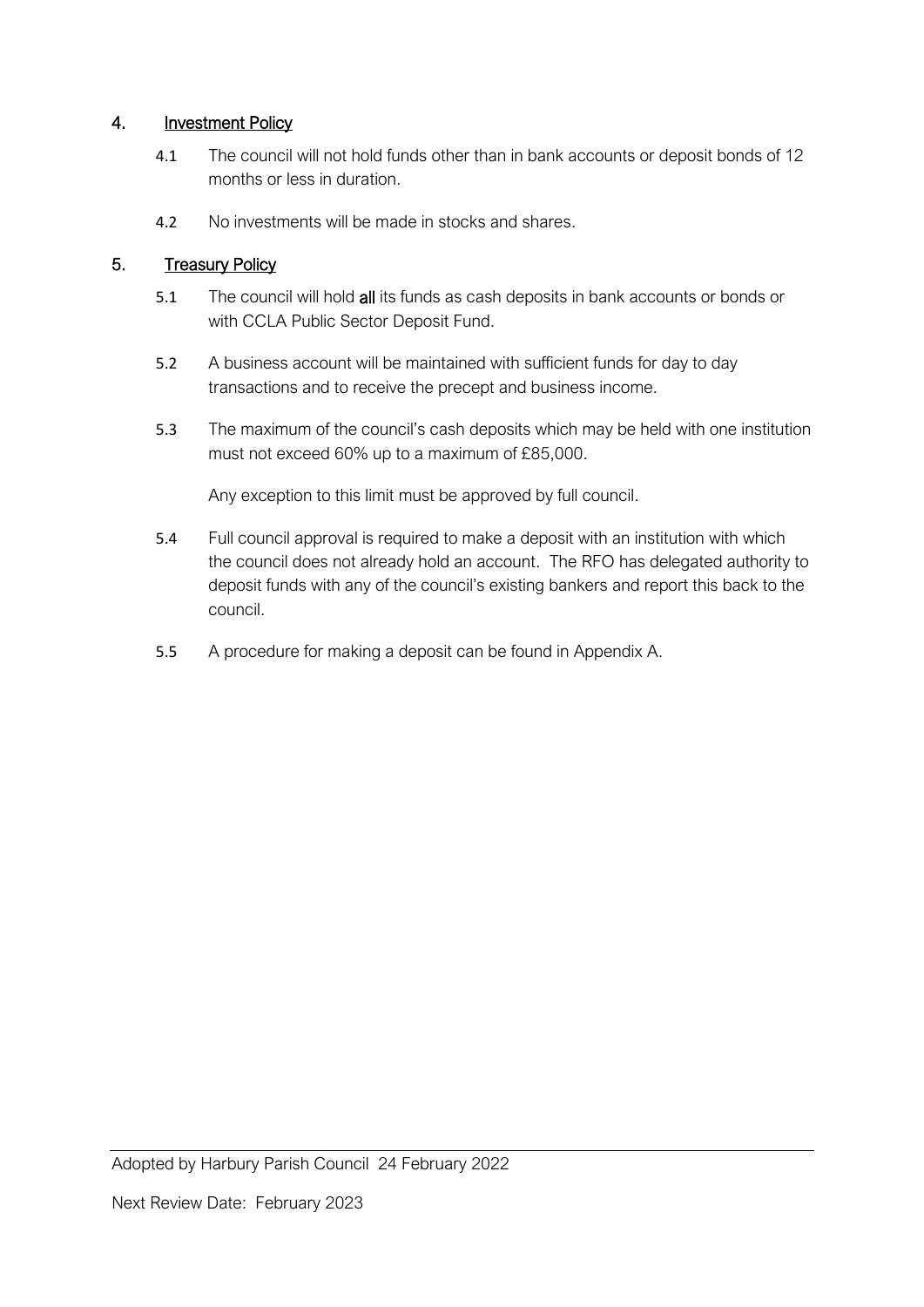## 4. Investment Policy

4.1 The council will not hold funds other than in bank accounts or deposit bonds of 12 months or less in duration.

4.2 No investments will be made in stocks and shares.

## 5. Treasury Policy

5.1 The council will hold **all** its funds as cash deposits in bank accounts or bonds or with CCLA Public Sector Deposit Fund.

5.2 A business account will be maintained with sufficient funds for day to day transactions and to receive the precept and business income.

5.3 The maximum of the council's cash deposits which may be held with one institution must not exceed 60% up to a maximum of £85,000.

Any exception to this limit must be approved by full council.

5.4 Full council approval is required to make a deposit with an institution with which the council does not already hold an account. The RFO has delegated authority to deposit funds with any of the council's existing bankers and report this back to the council.

5.5 A procedure for making a deposit can be found in Appendix A.

Adopted by Harbury Parish Council 24 February 2022

Next Review Date: February 2023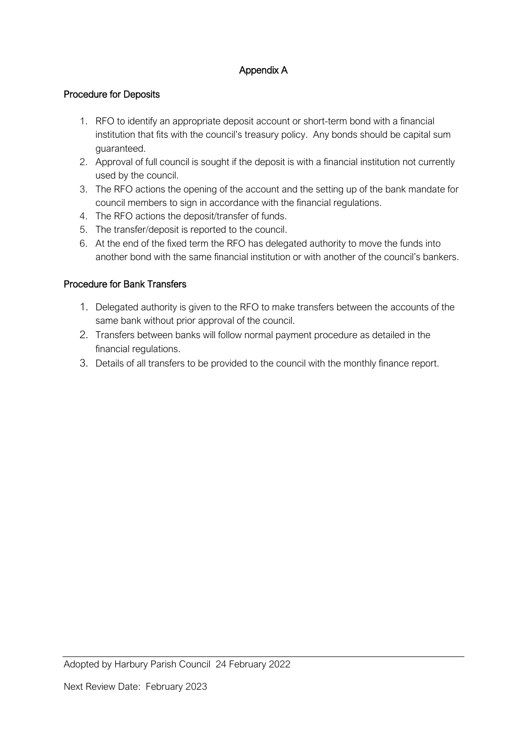# Appendix A

## Procedure for Deposits

1. RFO to identify an appropriate deposit account or short-term bond with a financial institution that fits with the council's treasury policy. Any bonds should be capital sum guaranteed.
2. Approval of full council is sought if the deposit is with a financial institution not currently used by the council.
3. The RFO actions the opening of the account and the setting up of the bank mandate for council members to sign in accordance with the financial regulations.
4. The RFO actions the deposit/transfer of funds.
5. The transfer/deposit is reported to the council.
6. At the end of the fixed term the RFO has delegated authority to move the funds into another bond with the same financial institution or with another of the council's bankers.

## Procedure for Bank Transfers

1. Delegated authority is given to the RFO to make transfers between the accounts of the same bank without prior approval of the council.
2. Transfers between banks will follow normal payment procedure as detailed in the financial regulations.
3. Details of all transfers to be provided to the council with the monthly finance report.

---

Adopted by Harbury Parish Council 24 February 2022

Next Review Date: February 2023